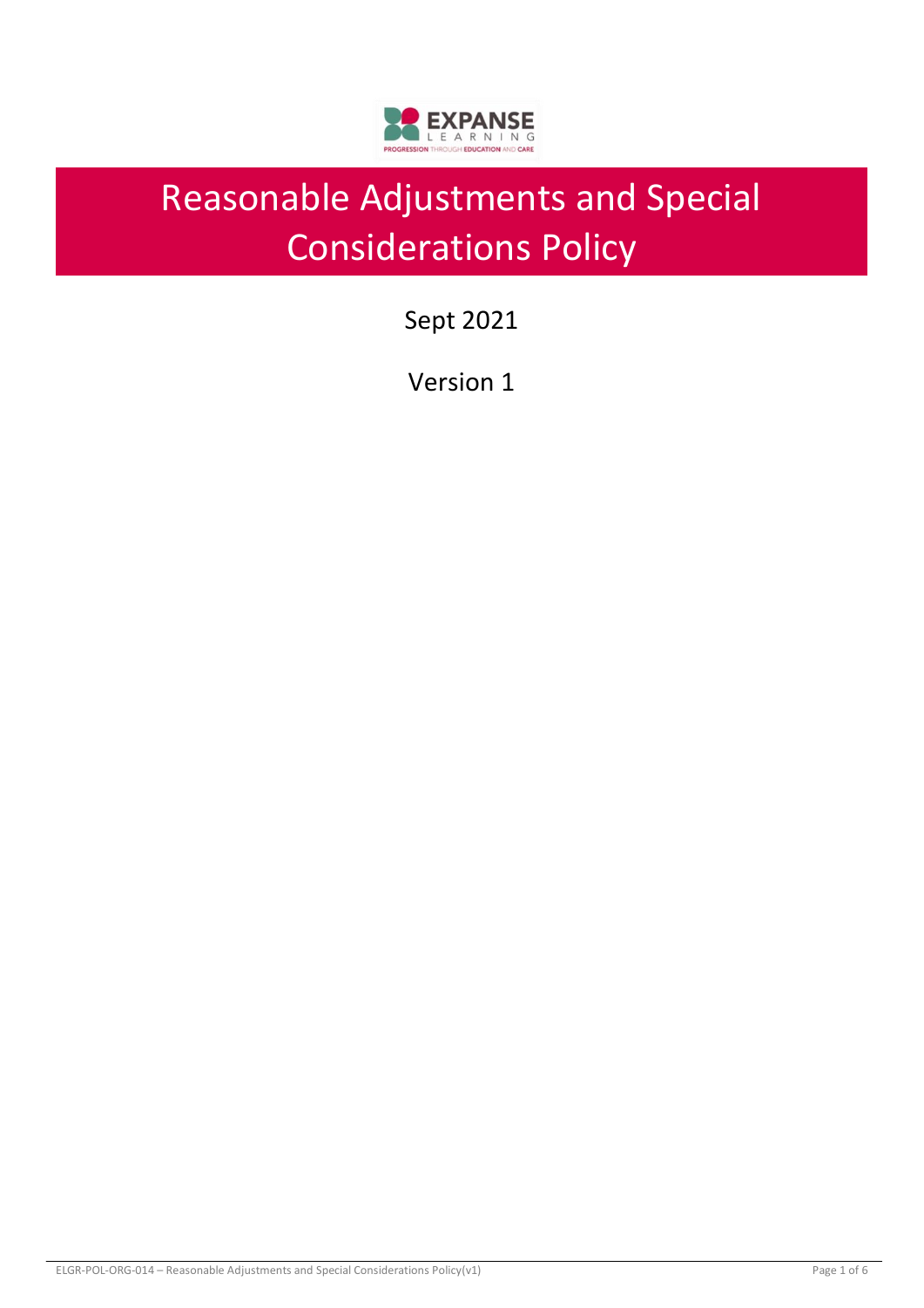# Reasonable Adjustments and Special Considerations Policy

Sept 2021

Version 1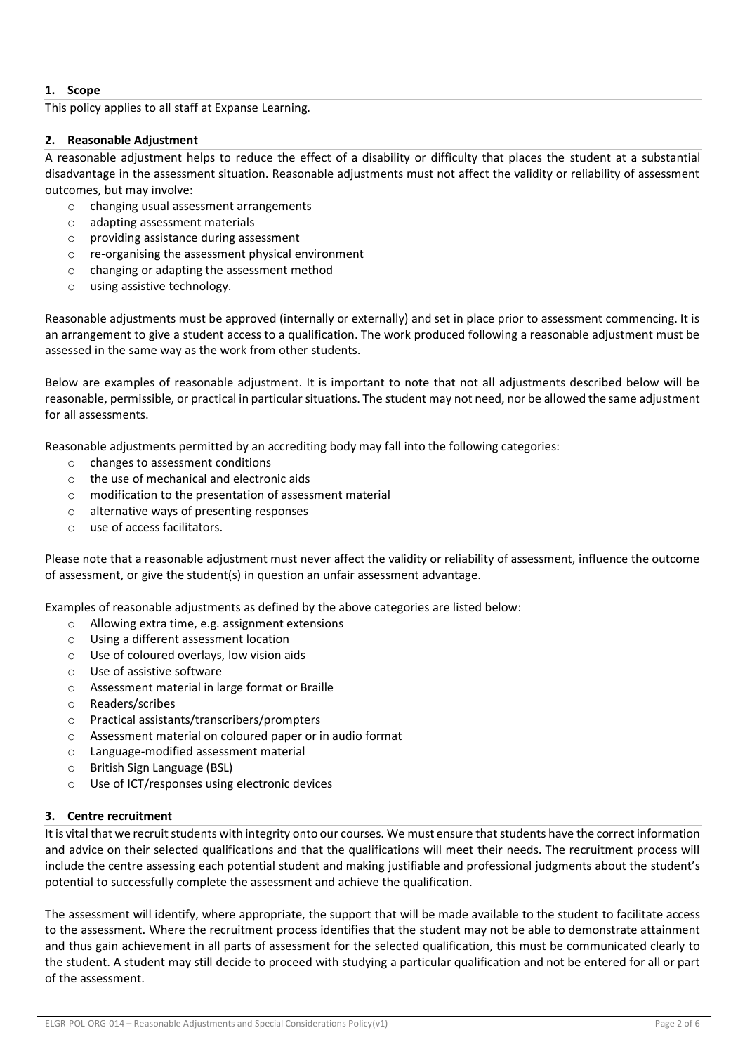## 1. Scope

This policy applies to all staff at Expanse Learning.

## 2. Reasonable Adjustment

A reasonable adjustment helps to reduce the effect of a disability or difficulty that places the student at a substantial disadvantage in the assessment situation. Reasonable adjustments must not affect the validity or reliability of assessment outcomes, but may involve:

- changing usual assessment arrangements
- adapting assessment materials
- providing assistance during assessment
- re-organising the assessment physical environment
- changing or adapting the assessment method
- using assistive technology.

Reasonable adjustments must be approved (internally or externally) and set in place prior to assessment commencing. It is an arrangement to give a student access to a qualification. The work produced following a reasonable adjustment must be assessed in the same way as the work from other students.

Below are examples of reasonable adjustment. It is important to note that not all adjustments described below will be reasonable, permissible, or practical in particular situations. The student may not need, nor be allowed the same adjustment for all assessments.

Reasonable adjustments permitted by an accrediting body may fall into the following categories:

- changes to assessment conditions
- the use of mechanical and electronic aids
- modification to the presentation of assessment material
- alternative ways of presenting responses
- use of access facilitators.

Please note that a reasonable adjustment must never affect the validity or reliability of assessment, influence the outcome of assessment, or give the student(s) in question an unfair assessment advantage.

Examples of reasonable adjustments as defined by the above categories are listed below:

- Allowing extra time, e.g. assignment extensions
- Using a different assessment location
- Use of coloured overlays, low vision aids
- Use of assistive software
- Assessment material in large format or Braille
- Readers/scribes
- Practical assistants/transcribers/prompters
- Assessment material on coloured paper or in audio format
- Language-modified assessment material
- British Sign Language (BSL)
- Use of ICT/responses using electronic devices

## 3. Centre recruitment

It is vital that we recruit students with integrity onto our courses. We must ensure that students have the correct information and advice on their selected qualifications and that the qualifications will meet their needs. The recruitment process will include the centre assessing each potential student and making justifiable and professional judgments about the student's potential to successfully complete the assessment and achieve the qualification.

The assessment will identify, where appropriate, the support that will be made available to the student to facilitate access to the assessment. Where the recruitment process identifies that the student may not be able to demonstrate attainment and thus gain achievement in all parts of assessment for the selected qualification, this must be communicated clearly to the student. A student may still decide to proceed with studying a particular qualification and not be entered for all or part of the assessment.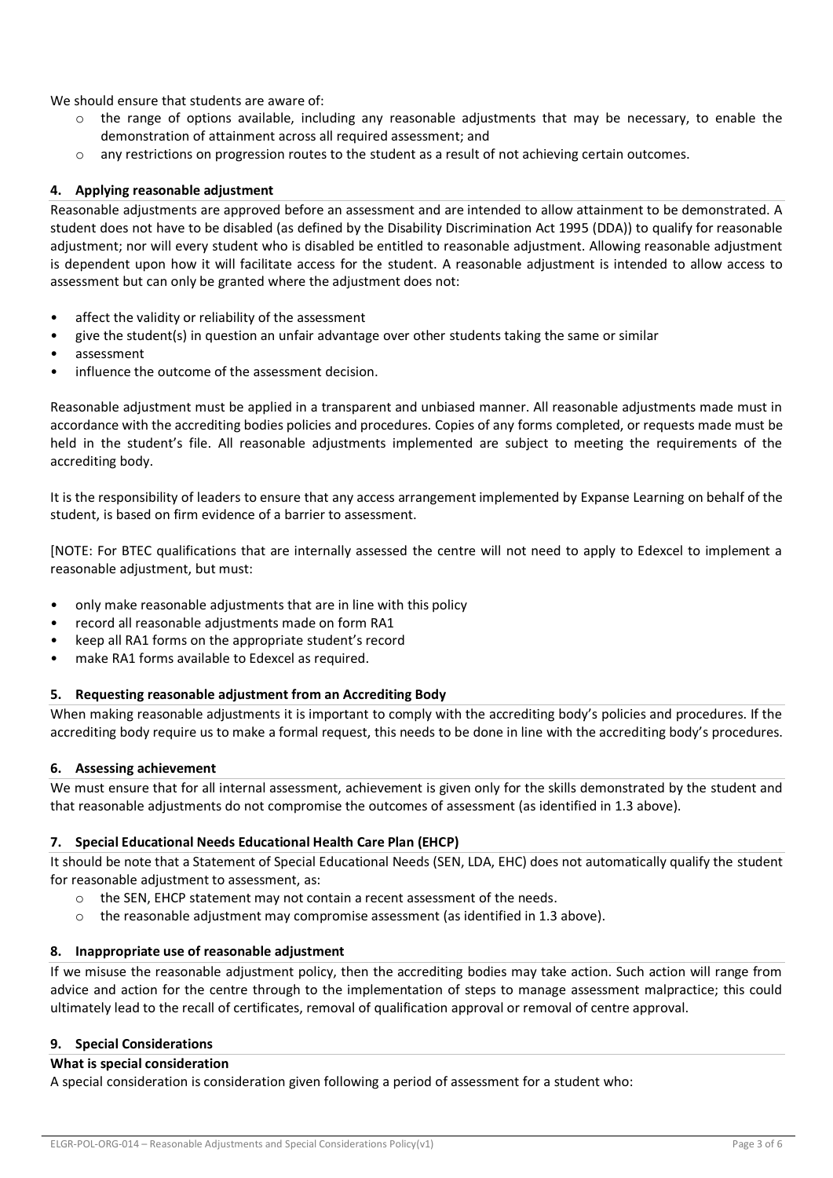We should ensure that students are aware of:

- the range of options available, including any reasonable adjustments that may be necessary, to enable the demonstration of attainment across all required assessment; and
- any restrictions on progression routes to the student as a result of not achieving certain outcomes.

### 4. Applying reasonable adjustment

Reasonable adjustments are approved before an assessment and are intended to allow attainment to be demonstrated. A student does not have to be disabled (as defined by the Disability Discrimination Act 1995 (DDA)) to qualify for reasonable adjustment; nor will every student who is disabled be entitled to reasonable adjustment. Allowing reasonable adjustment is dependent upon how it will facilitate access for the student. A reasonable adjustment is intended to allow access to assessment but can only be granted where the adjustment does not:

- affect the validity or reliability of the assessment
- give the student(s) in question an unfair advantage over other students taking the same or similar
- assessment
- influence the outcome of the assessment decision.

Reasonable adjustment must be applied in a transparent and unbiased manner. All reasonable adjustments made must in accordance with the accrediting bodies policies and procedures. Copies of any forms completed, or requests made must be held in the student's file. All reasonable adjustments implemented are subject to meeting the requirements of the accrediting body.

It is the responsibility of leaders to ensure that any access arrangement implemented by Expanse Learning on behalf of the student, is based on firm evidence of a barrier to assessment.

[NOTE: For BTEC qualifications that are internally assessed the centre will not need to apply to Edexcel to implement a reasonable adjustment, but must:

- only make reasonable adjustments that are in line with this policy
- record all reasonable adjustments made on form RA1
- keep all RA1 forms on the appropriate student's record
- make RA1 forms available to Edexcel as required.

### 5. Requesting reasonable adjustment from an Accrediting Body

When making reasonable adjustments it is important to comply with the accrediting body's policies and procedures. If the accrediting body require us to make a formal request, this needs to be done in line with the accrediting body's procedures.

### 6. Assessing achievement

We must ensure that for all internal assessment, achievement is given only for the skills demonstrated by the student and that reasonable adjustments do not compromise the outcomes of assessment (as identified in 1.3 above).

### 7. Special Educational Needs Educational Health Care Plan (EHCP)

It should be note that a Statement of Special Educational Needs (SEN, LDA, EHC) does not automatically qualify the student for reasonable adjustment to assessment, as:

- the SEN, EHCP statement may not contain a recent assessment of the needs.
- the reasonable adjustment may compromise assessment (as identified in 1.3 above).

### 8. Inappropriate use of reasonable adjustment

If we misuse the reasonable adjustment policy, then the accrediting bodies may take action. Such action will range from advice and action for the centre through to the implementation of steps to manage assessment malpractice; this could ultimately lead to the recall of certificates, removal of qualification approval or removal of centre approval.

### 9. Special Considerations

**What is special consideration**

A special consideration is consideration given following a period of assessment for a student who: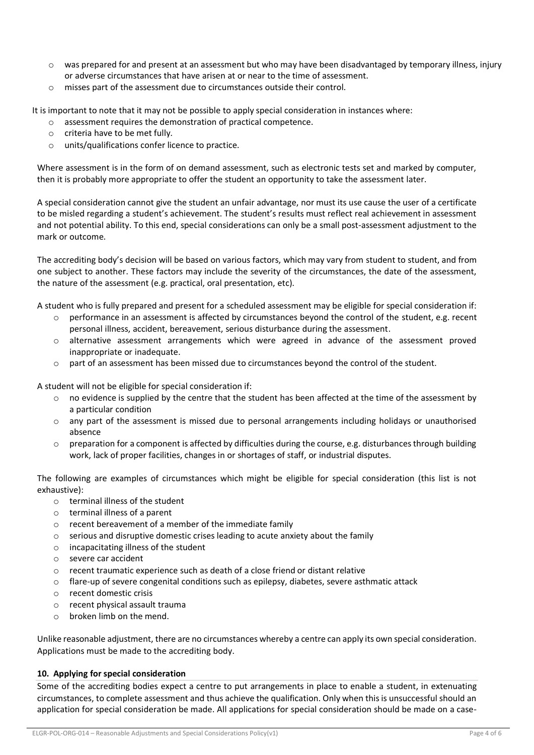- was prepared for and present at an assessment but who may have been disadvantaged by temporary illness, injury or adverse circumstances that have arisen at or near to the time of assessment.
- misses part of the assessment due to circumstances outside their control.

It is important to note that it may not be possible to apply special consideration in instances where:

- assessment requires the demonstration of practical competence.
- criteria have to be met fully.
- units/qualifications confer licence to practice.

Where assessment is in the form of on demand assessment, such as electronic tests set and marked by computer, then it is probably more appropriate to offer the student an opportunity to take the assessment later.

A special consideration cannot give the student an unfair advantage, nor must its use cause the user of a certificate to be misled regarding a student's achievement. The student's results must reflect real achievement in assessment and not potential ability. To this end, special considerations can only be a small post-assessment adjustment to the mark or outcome.

The accrediting body's decision will be based on various factors, which may vary from student to student, and from one subject to another. These factors may include the severity of the circumstances, the date of the assessment, the nature of the assessment (e.g. practical, oral presentation, etc).

A student who is fully prepared and present for a scheduled assessment may be eligible for special consideration if:

- performance in an assessment is affected by circumstances beyond the control of the student, e.g. recent personal illness, accident, bereavement, serious disturbance during the assessment.
- alternative assessment arrangements which were agreed in advance of the assessment proved inappropriate or inadequate.
- part of an assessment has been missed due to circumstances beyond the control of the student.

A student will not be eligible for special consideration if:

- no evidence is supplied by the centre that the student has been affected at the time of the assessment by a particular condition
- any part of the assessment is missed due to personal arrangements including holidays or unauthorised absence
- preparation for a component is affected by difficulties during the course, e.g. disturbances through building work, lack of proper facilities, changes in or shortages of staff, or industrial disputes.

The following are examples of circumstances which might be eligible for special consideration (this list is not exhaustive):

- terminal illness of the student
- terminal illness of a parent
- recent bereavement of a member of the immediate family
- serious and disruptive domestic crises leading to acute anxiety about the family
- incapacitating illness of the student
- severe car accident
- recent traumatic experience such as death of a close friend or distant relative
- flare-up of severe congenital conditions such as epilepsy, diabetes, severe asthmatic attack
- recent domestic crisis
- recent physical assault trauma
- broken limb on the mend.

Unlike reasonable adjustment, there are no circumstances whereby a centre can apply its own special consideration. Applications must be made to the accrediting body.

### 10. Applying for special consideration

Some of the accrediting bodies expect a centre to put arrangements in place to enable a student, in extenuating circumstances, to complete assessment and thus achieve the qualification. Only when this is unsuccessful should an application for special consideration be made. All applications for special consideration should be made on a case-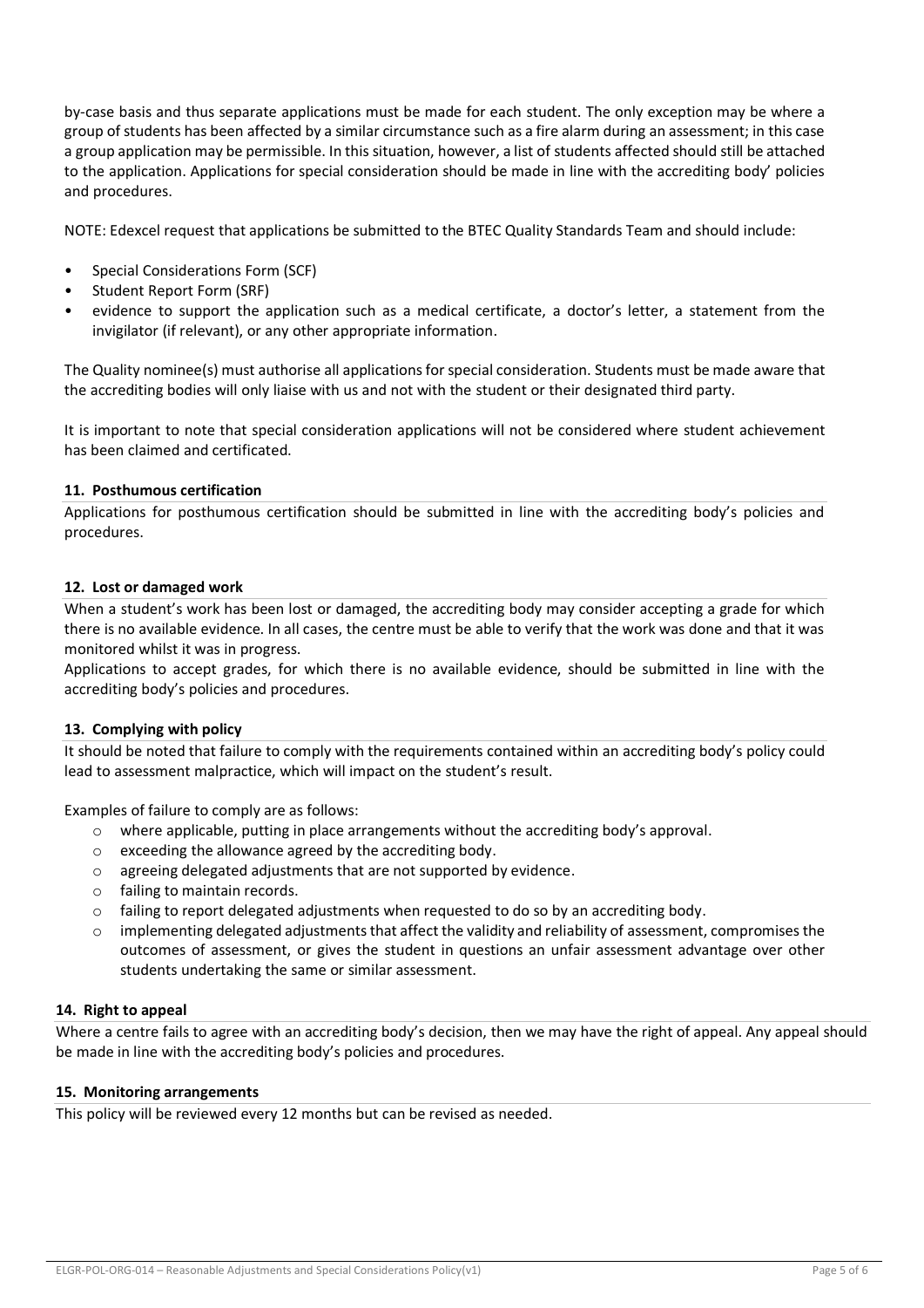by-case basis and thus separate applications must be made for each student. The only exception may be where a group of students has been affected by a similar circumstance such as a fire alarm during an assessment; in this case a group application may be permissible. In this situation, however, a list of students affected should still be attached to the application. Applications for special consideration should be made in line with the accrediting body' policies and procedures.

NOTE: Edexcel request that applications be submitted to the BTEC Quality Standards Team and should include:

- Special Considerations Form (SCF)
- Student Report Form (SRF)
- evidence to support the application such as a medical certificate, a doctor's letter, a statement from the invigilator (if relevant), or any other appropriate information.

The Quality nominee(s) must authorise all applications for special consideration. Students must be made aware that the accrediting bodies will only liaise with us and not with the student or their designated third party.

It is important to note that special consideration applications will not be considered where student achievement has been claimed and certificated.

### 11. Posthumous certification

Applications for posthumous certification should be submitted in line with the accrediting body's policies and procedures.

### 12. Lost or damaged work

When a student's work has been lost or damaged, the accrediting body may consider accepting a grade for which there is no available evidence. In all cases, the centre must be able to verify that the work was done and that it was monitored whilst it was in progress.

Applications to accept grades, for which there is no available evidence, should be submitted in line with the accrediting body's policies and procedures.

### 13. Complying with policy

It should be noted that failure to comply with the requirements contained within an accrediting body's policy could lead to assessment malpractice, which will impact on the student's result.

Examples of failure to comply are as follows:

- where applicable, putting in place arrangements without the accrediting body's approval.
- exceeding the allowance agreed by the accrediting body.
- agreeing delegated adjustments that are not supported by evidence.
- failing to maintain records.
- failing to report delegated adjustments when requested to do so by an accrediting body.
- implementing delegated adjustments that affect the validity and reliability of assessment, compromises the outcomes of assessment, or gives the student in questions an unfair assessment advantage over other students undertaking the same or similar assessment.

### 14. Right to appeal

Where a centre fails to agree with an accrediting body's decision, then we may have the right of appeal. Any appeal should be made in line with the accrediting body's policies and procedures.

### 15. Monitoring arrangements

This policy will be reviewed every 12 months but can be revised as needed.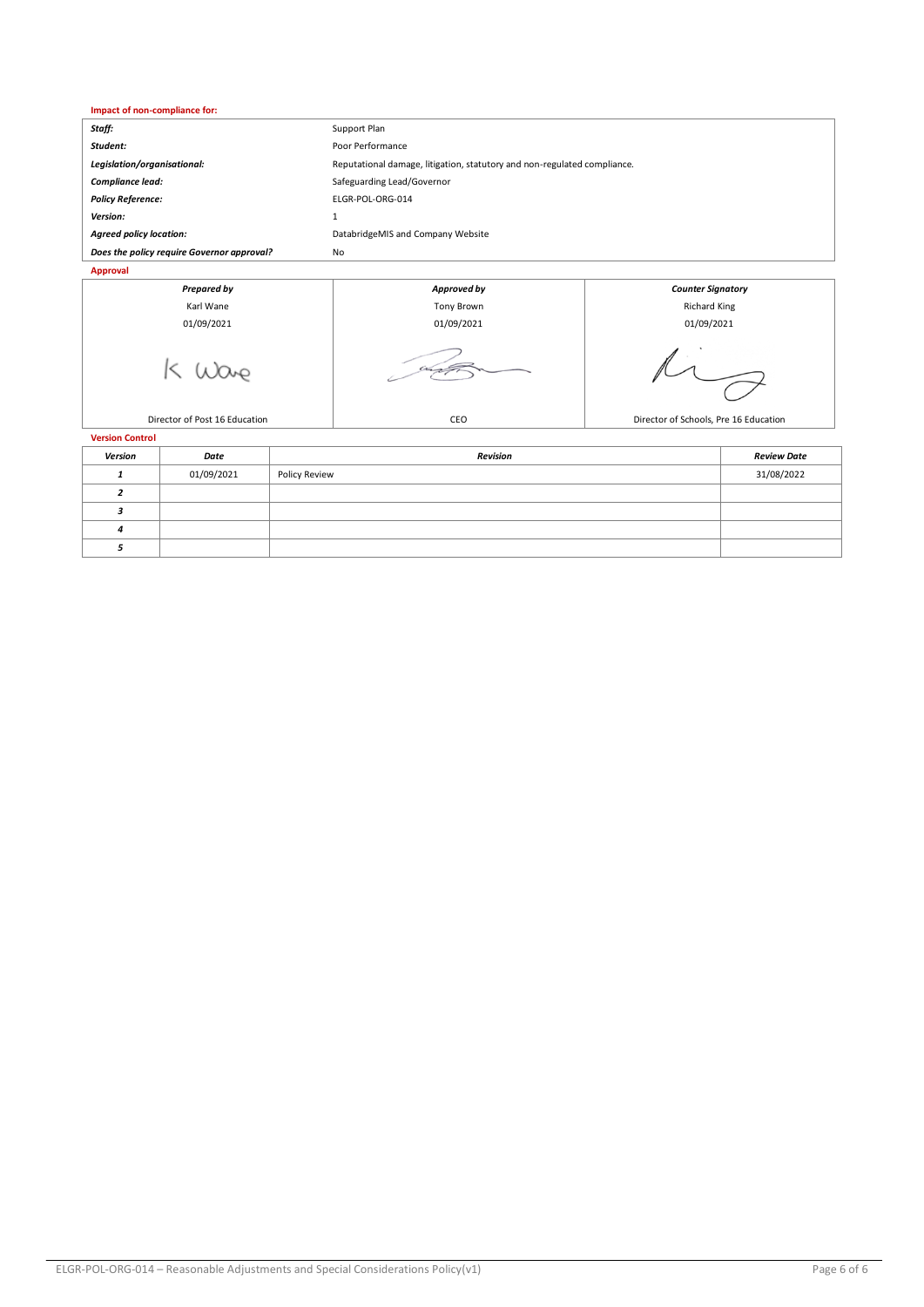**Impact of non-compliance for:**

| | |
|---|---|
| ***Staff:*** | Support Plan |
| ***Student:*** | Poor Performance |
| ***Legislation/organisational:*** | Reputational damage, litigation, statutory and non-regulated compliance. |
| ***Compliance lead:*** | Safeguarding Lead/Governor |
| ***Policy Reference:*** | ELGR-POL-ORG-014 |
| ***Version:*** | 1 |
| ***Agreed policy location:*** | DatabridgeMIS and Company Website |
| ***Does the policy require Governor approval?*** | No |

**Approval**

| ***Prepared by*** | ***Approved by*** | ***Counter Signatory*** |
|---|---|---|
| Karl Wane | Tony Brown | Richard King |
| 01/09/2021 | 01/09/2021 | 01/09/2021 |
| K Wane | | |
| Director of Post 16 Education | CEO | Director of Schools, Pre 16 Education |

**Version Control**

| *Version* | *Date* | *Revision* | *Review Date* |
|---|---|---|---|
| *1* | 01/09/2021 | Policy Review | 31/08/2022 |
| *2* | | | |
| *3* | | | |
| *4* | | | |
| *5* | | | |